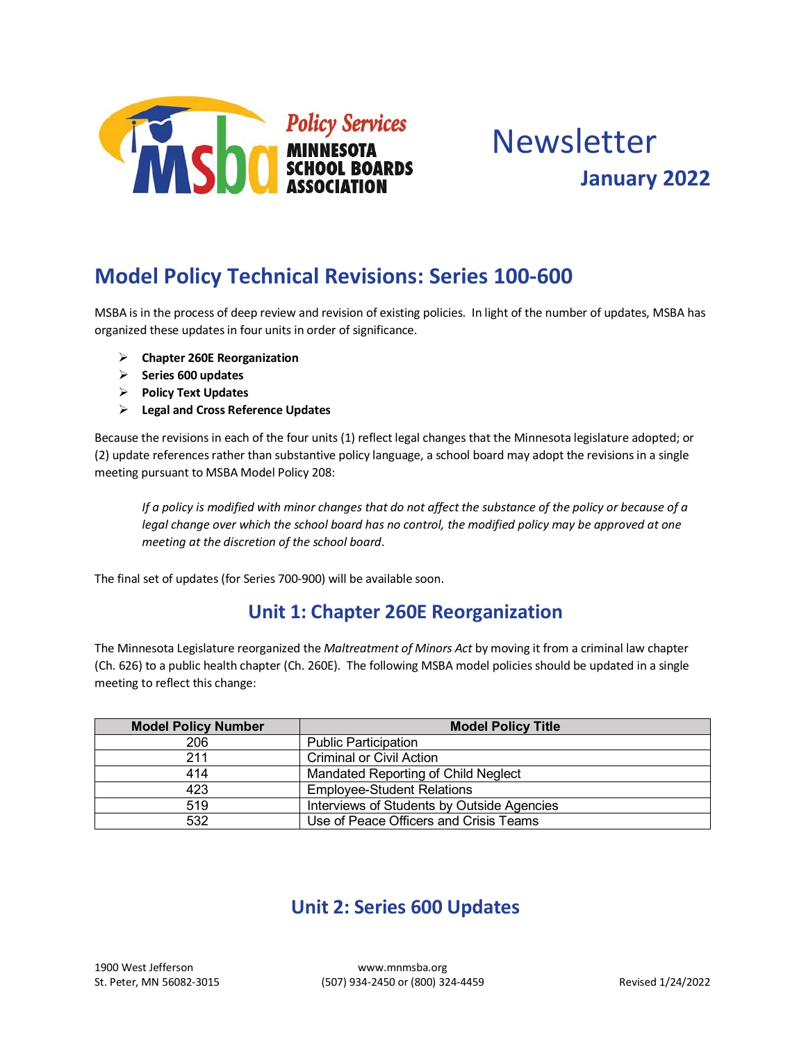Policy Services
MINNESOTA SCHOOL BOARDS ASSOCIATION

# Newsletter

**January 2022**

## Model Policy Technical Revisions: Series 100-600

MSBA is in the process of deep review and revision of existing policies. In light of the number of updates, MSBA has organized these updates in four units in order of significance.

- **Chapter 260E Reorganization**
- **Series 600 updates**
- **Policy Text Updates**
- **Legal and Cross Reference Updates**

Because the revisions in each of the four units (1) reflect legal changes that the Minnesota legislature adopted; or (2) update references rather than substantive policy language, a school board may adopt the revisions in a single meeting pursuant to MSBA Model Policy 208:

> *If a policy is modified with minor changes that do not affect the substance of the policy or because of a legal change over which the school board has no control, the modified policy may be approved at one meeting at the discretion of the school board.*

The final set of updates (for Series 700-900) will be available soon.

### Unit 1: Chapter 260E Reorganization

The Minnesota Legislature reorganized the *Maltreatment of Minors Act* by moving it from a criminal law chapter (Ch. 626) to a public health chapter (Ch. 260E). The following MSBA model policies should be updated in a single meeting to reflect this change:

| Model Policy Number | Model Policy Title |
|---|---|
| 206 | Public Participation |
| 211 | Criminal or Civil Action |
| 414 | Mandated Reporting of Child Neglect |
| 423 | Employee-Student Relations |
| 519 | Interviews of Students by Outside Agencies |
| 532 | Use of Peace Officers and Crisis Teams |

### Unit 2: Series 600 Updates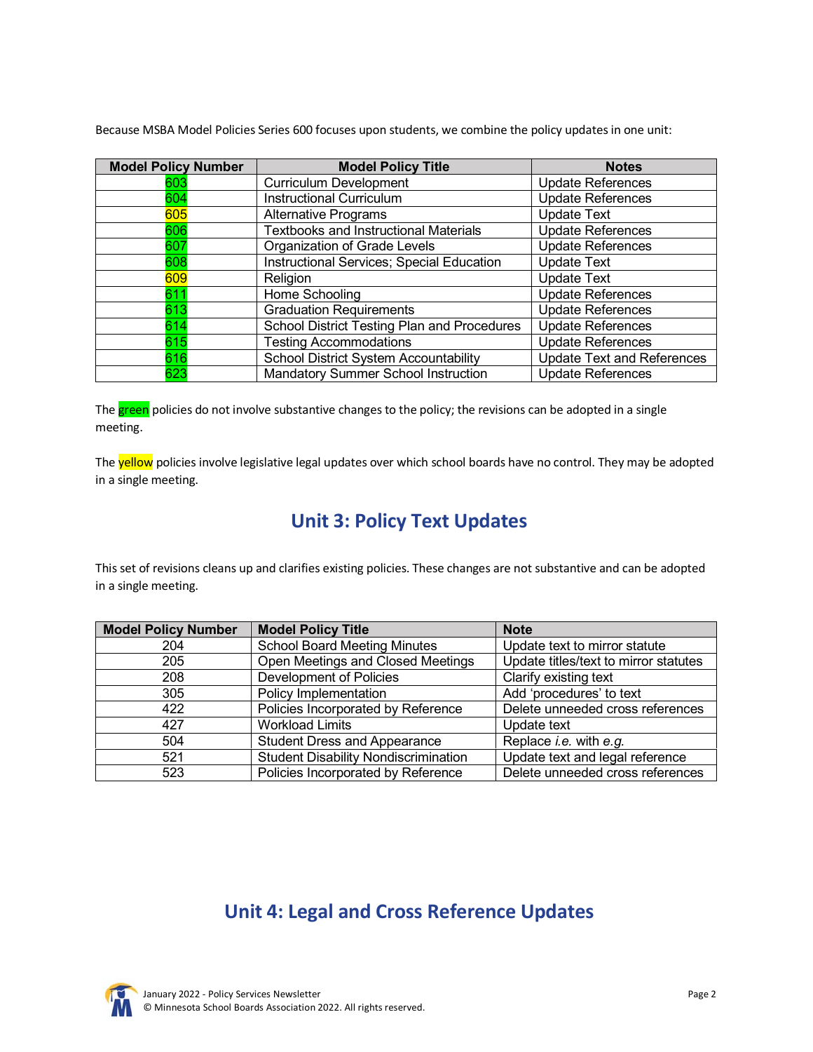Because MSBA Model Policies Series 600 focuses upon students, we combine the policy updates in one unit:

| Model Policy Number | Model Policy Title | Notes |
|---|---|---|
| 603 | Curriculum Development | Update References |
| 604 | Instructional Curriculum | Update References |
| 605 | Alternative Programs | Update Text |
| 606 | Textbooks and Instructional Materials | Update References |
| 607 | Organization of Grade Levels | Update References |
| 608 | Instructional Services; Special Education | Update Text |
| 609 | Religion | Update Text |
| 611 | Home Schooling | Update References |
| 613 | Graduation Requirements | Update References |
| 614 | School District Testing Plan and Procedures | Update References |
| 615 | Testing Accommodations | Update References |
| 616 | School District System Accountability | Update Text and References |
| 623 | Mandatory Summer School Instruction | Update References |

The green policies do not involve substantive changes to the policy; the revisions can be adopted in a single meeting.

The yellow policies involve legislative legal updates over which school boards have no control. They may be adopted in a single meeting.

## Unit 3: Policy Text Updates

This set of revisions cleans up and clarifies existing policies. These changes are not substantive and can be adopted in a single meeting.

| Model Policy Number | Model Policy Title | Note |
|---|---|---|
| 204 | School Board Meeting Minutes | Update text to mirror statute |
| 205 | Open Meetings and Closed Meetings | Update titles/text to mirror statutes |
| 208 | Development of Policies | Clarify existing text |
| 305 | Policy Implementation | Add 'procedures' to text |
| 422 | Policies Incorporated by Reference | Delete unneeded cross references |
| 427 | Workload Limits | Update text |
| 504 | Student Dress and Appearance | Replace *i.e.* with *e.g.* |
| 521 | Student Disability Nondiscrimination | Update text and legal reference |
| 523 | Policies Incorporated by Reference | Delete unneeded cross references |

## Unit 4: Legal and Cross Reference Updates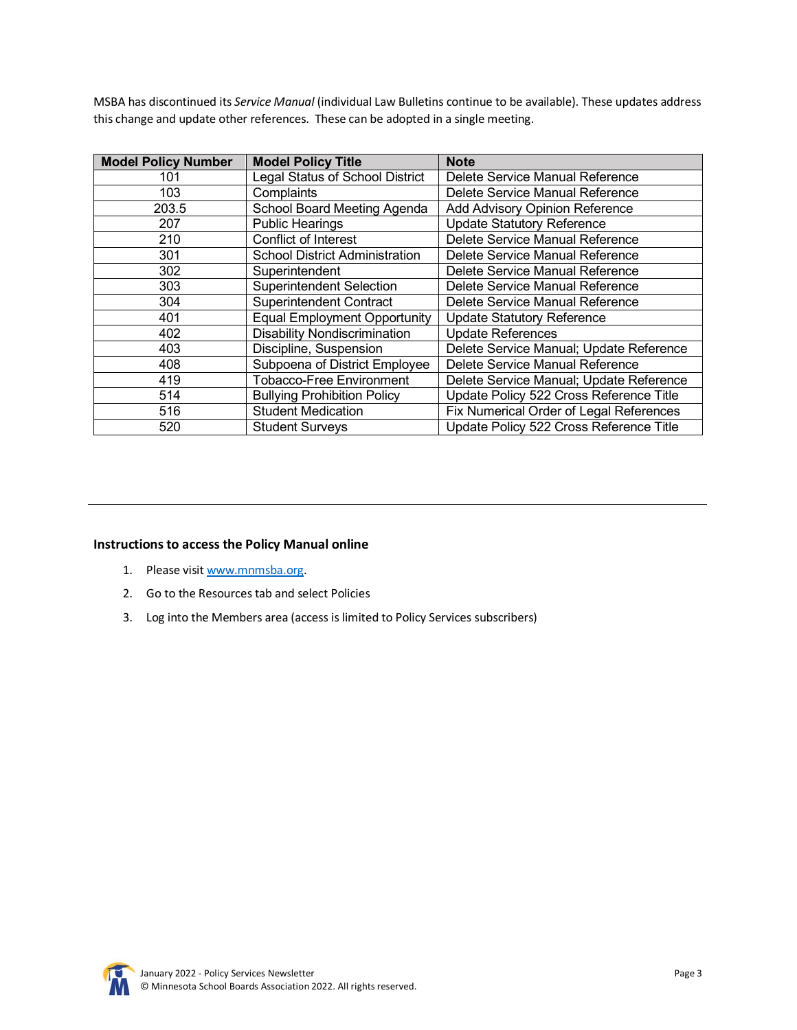MSBA has discontinued its *Service Manual* (individual Law Bulletins continue to be available). These updates address this change and update other references. These can be adopted in a single meeting.

| Model Policy Number | Model Policy Title | Note |
|---|---|---|
| 101 | Legal Status of School District | Delete Service Manual Reference |
| 103 | Complaints | Delete Service Manual Reference |
| 203.5 | School Board Meeting Agenda | Add Advisory Opinion Reference |
| 207 | Public Hearings | Update Statutory Reference |
| 210 | Conflict of Interest | Delete Service Manual Reference |
| 301 | School District Administration | Delete Service Manual Reference |
| 302 | Superintendent | Delete Service Manual Reference |
| 303 | Superintendent Selection | Delete Service Manual Reference |
| 304 | Superintendent Contract | Delete Service Manual Reference |
| 401 | Equal Employment Opportunity | Update Statutory Reference |
| 402 | Disability Nondiscrimination | Update References |
| 403 | Discipline, Suspension | Delete Service Manual; Update Reference |
| 408 | Subpoena of District Employee | Delete Service Manual Reference |
| 419 | Tobacco-Free Environment | Delete Service Manual; Update Reference |
| 514 | Bullying Prohibition Policy | Update Policy 522 Cross Reference Title |
| 516 | Student Medication | Fix Numerical Order of Legal References |
| 520 | Student Surveys | Update Policy 522 Cross Reference Title |

---

**Instructions to access the Policy Manual online**

1. Please visit www.mnmsba.org.
2. Go to the Resources tab and select Policies
3. Log into the Members area (access is limited to Policy Services subscribers)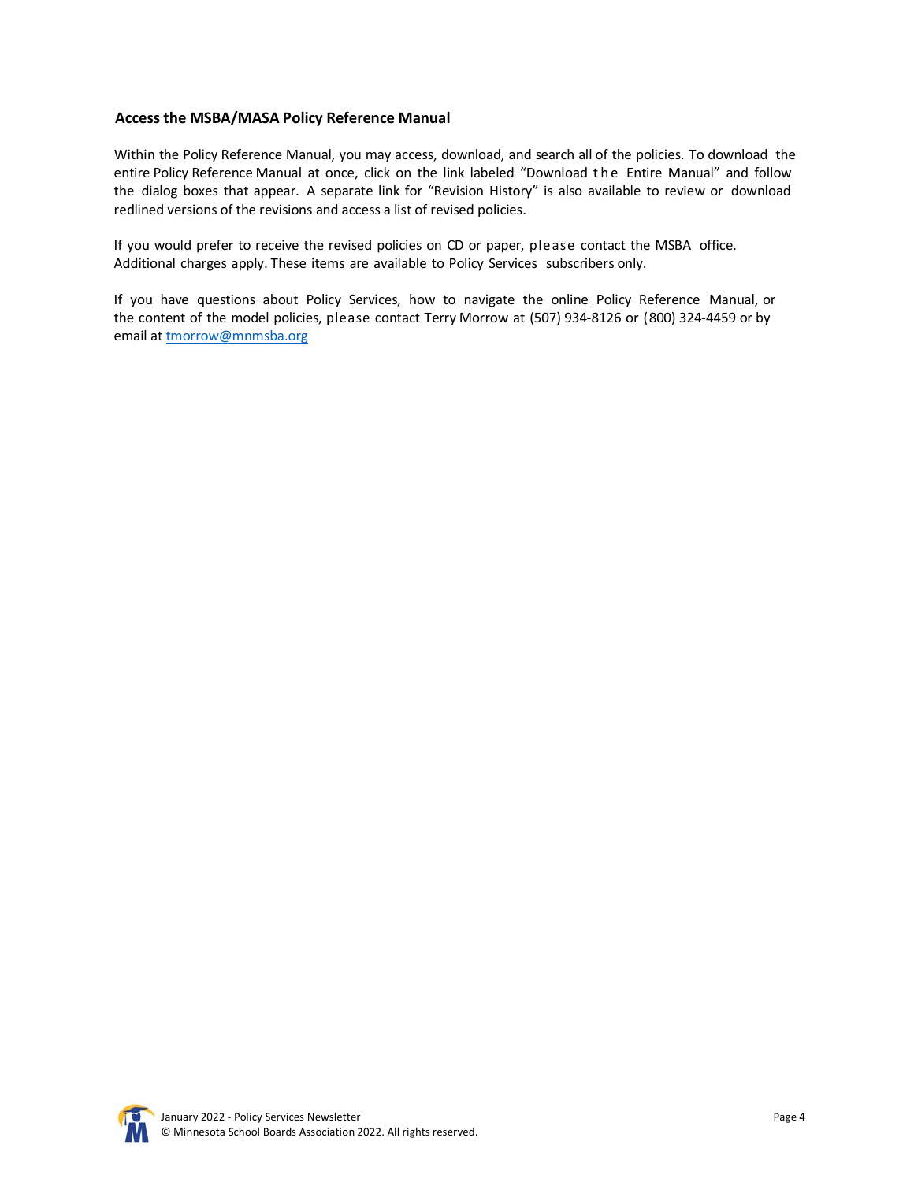### Access the MSBA/MASA Policy Reference Manual

Within the Policy Reference Manual, you may access, download, and search all of the policies. To download the entire Policy Reference Manual at once, click on the link labeled "Download the Entire Manual" and follow the dialog boxes that appear. A separate link for "Revision History" is also available to review or download redlined versions of the revisions and access a list of revised policies.

If you would prefer to receive the revised policies on CD or paper, please contact the MSBA office. Additional charges apply. These items are available to Policy Services subscribers only.

If you have questions about Policy Services, how to navigate the online Policy Reference Manual, or the content of the model policies, please contact Terry Morrow at (507) 934-8126 or (800) 324-4459 or by email at tmorrow@mnmsba.org